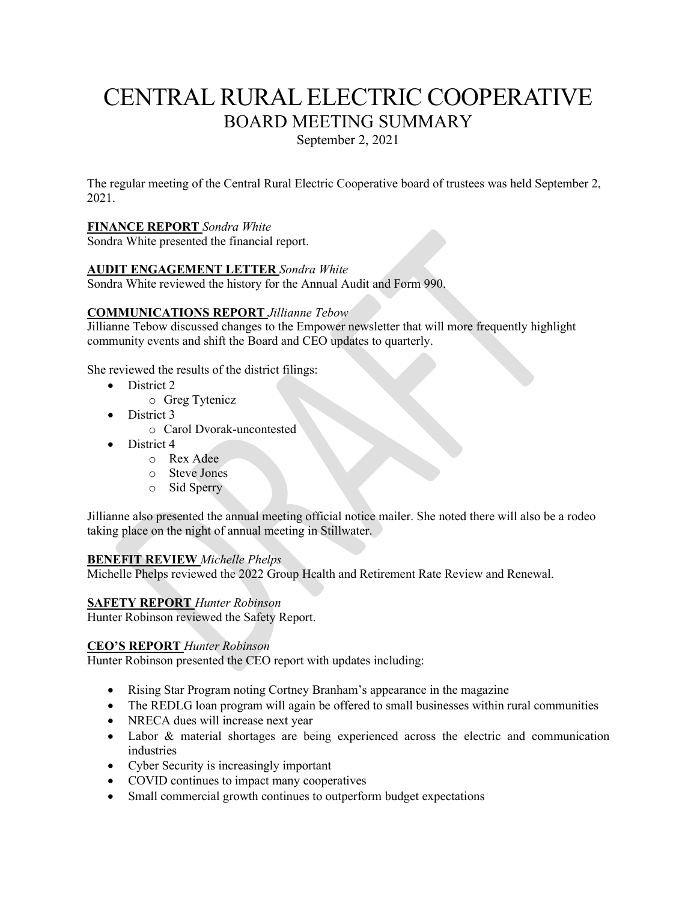# CENTRAL RURAL ELECTRIC COOPERATIVE

## BOARD MEETING SUMMARY

September 2, 2021

The regular meeting of the Central Rural Electric Cooperative board of trustees was held September 2, 2021.

**FINANCE REPORT** *Sondra White*

Sondra White presented the financial report.

**AUDIT ENGAGEMENT LETTER** *Sondra White*

Sondra White reviewed the history for the Annual Audit and Form 990.

**COMMUNICATIONS REPORT** *Jillianne Tebow*

Jillianne Tebow discussed changes to the Empower newsletter that will more frequently highlight community events and shift the Board and CEO updates to quarterly.

She reviewed the results of the district filings:

- District 2
  - Greg Tytenicz
- District 3
  - Carol Dvorak-uncontested
- District 4
  - Rex Adee
  - Steve Jones
  - Sid Sperry

Jillianne also presented the annual meeting official notice mailer. She noted there will also be a rodeo taking place on the night of annual meeting in Stillwater.

**BENEFIT REVIEW** *Michelle Phelps*

Michelle Phelps reviewed the 2022 Group Health and Retirement Rate Review and Renewal.

**SAFETY REPORT** *Hunter Robinson*

Hunter Robinson reviewed the Safety Report.

**CEO'S REPORT** *Hunter Robinson*

Hunter Robinson presented the CEO report with updates including:

- Rising Star Program noting Cortney Branham's appearance in the magazine
- The REDLG loan program will again be offered to small businesses within rural communities
- NRECA dues will increase next year
- Labor & material shortages are being experienced across the electric and communication industries
- Cyber Security is increasingly important
- COVID continues to impact many cooperatives
- Small commercial growth continues to outperform budget expectations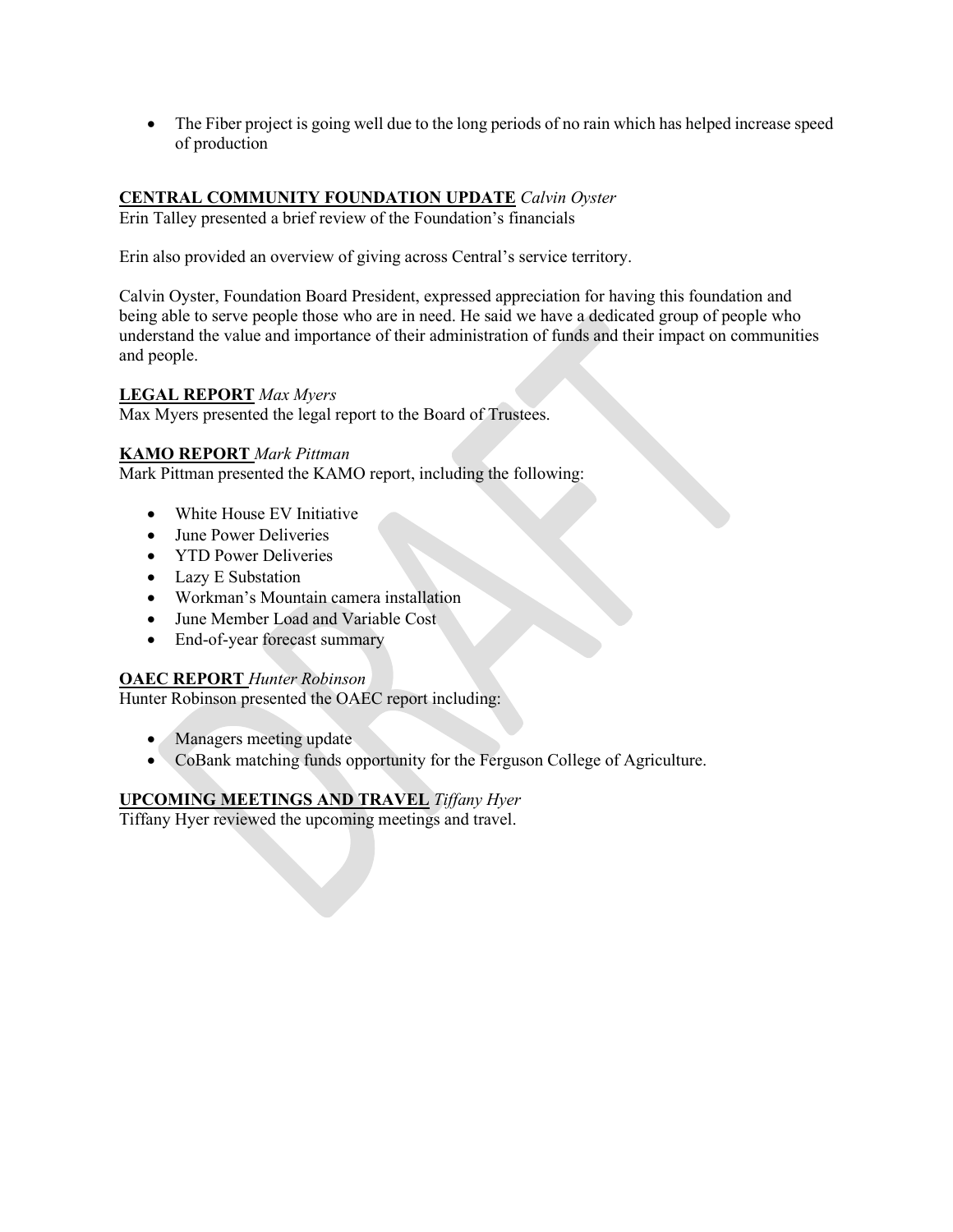- The Fiber project is going well due to the long periods of no rain which has helped increase speed of production

**CENTRAL COMMUNITY FOUNDATION UPDATE** *Calvin Oyster*

Erin Talley presented a brief review of the Foundation's financials

Erin also provided an overview of giving across Central's service territory.

Calvin Oyster, Foundation Board President, expressed appreciation for having this foundation and being able to serve people those who are in need. He said we have a dedicated group of people who understand the value and importance of their administration of funds and their impact on communities and people.

**LEGAL REPORT** *Max Myers*

Max Myers presented the legal report to the Board of Trustees.

**KAMO REPORT** *Mark Pittman*

Mark Pittman presented the KAMO report, including the following:

- White House EV Initiative
- June Power Deliveries
- YTD Power Deliveries
- Lazy E Substation
- Workman's Mountain camera installation
- June Member Load and Variable Cost
- End-of-year forecast summary

**OAEC REPORT** *Hunter Robinson*

Hunter Robinson presented the OAEC report including:

- Managers meeting update
- CoBank matching funds opportunity for the Ferguson College of Agriculture.

**UPCOMING MEETINGS AND TRAVEL** *Tiffany Hyer*

Tiffany Hyer reviewed the upcoming meetings and travel.